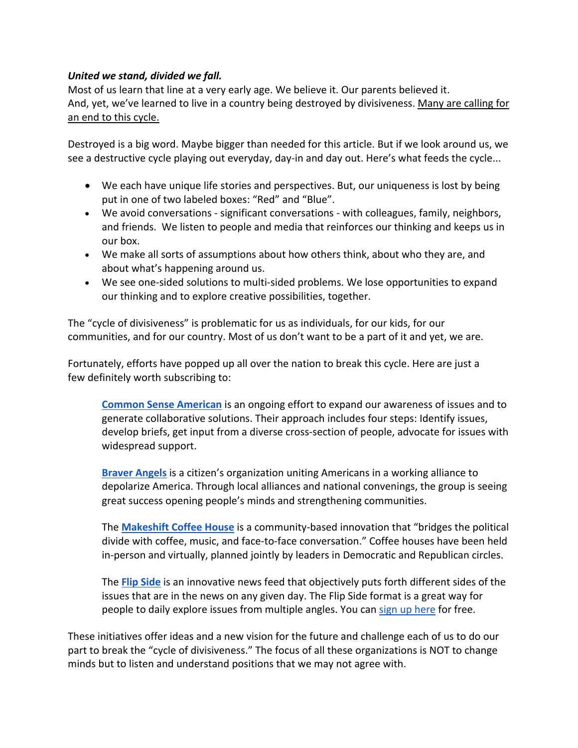***United we stand, divided we fall.***

Most of us learn that line at a very early age. We believe it. Our parents believed it.
And, yet, we've learned to live in a country being destroyed by divisiveness. Many are calling for an end to this cycle.

Destroyed is a big word. Maybe bigger than needed for this article. But if we look around us, we see a destructive cycle playing out everyday, day-in and day out. Here's what feeds the cycle...

- We each have unique life stories and perspectives. But, our uniqueness is lost by being put in one of two labeled boxes: "Red" and "Blue".
- We avoid conversations - significant conversations - with colleagues, family, neighbors, and friends. We listen to people and media that reinforces our thinking and keeps us in our box.
- We make all sorts of assumptions about how others think, about who they are, and about what's happening around us.
- We see one-sided solutions to multi-sided problems. We lose opportunities to expand our thinking and to explore creative possibilities, together.

The "cycle of divisiveness" is problematic for us as individuals, for our kids, for our communities, and for our country. Most of us don't want to be a part of it and yet, we are.

Fortunately, efforts have popped up all over the nation to break this cycle. Here are just a few definitely worth subscribing to:

> **Common Sense American** is an ongoing effort to expand our awareness of issues and to generate collaborative solutions. Their approach includes four steps: Identify issues, develop briefs, get input from a diverse cross-section of people, advocate for issues with widespread support.
>
> **Braver Angels** is a citizen's organization uniting Americans in a working alliance to depolarize America. Through local alliances and national convenings, the group is seeing great success opening people's minds and strengthening communities.
>
> The **Makeshift Coffee House** is a community-based innovation that "bridges the political divide with coffee, music, and face-to-face conversation." Coffee houses have been held in-person and virtually, planned jointly by leaders in Democratic and Republican circles.
>
> The **Flip Side** is an innovative news feed that objectively puts forth different sides of the issues that are in the news on any given day. The Flip Side format is a great way for people to daily explore issues from multiple angles. You can sign up here for free.

These initiatives offer ideas and a new vision for the future and challenge each of us to do our part to break the "cycle of divisiveness." The focus of all these organizations is NOT to change minds but to listen and understand positions that we may not agree with.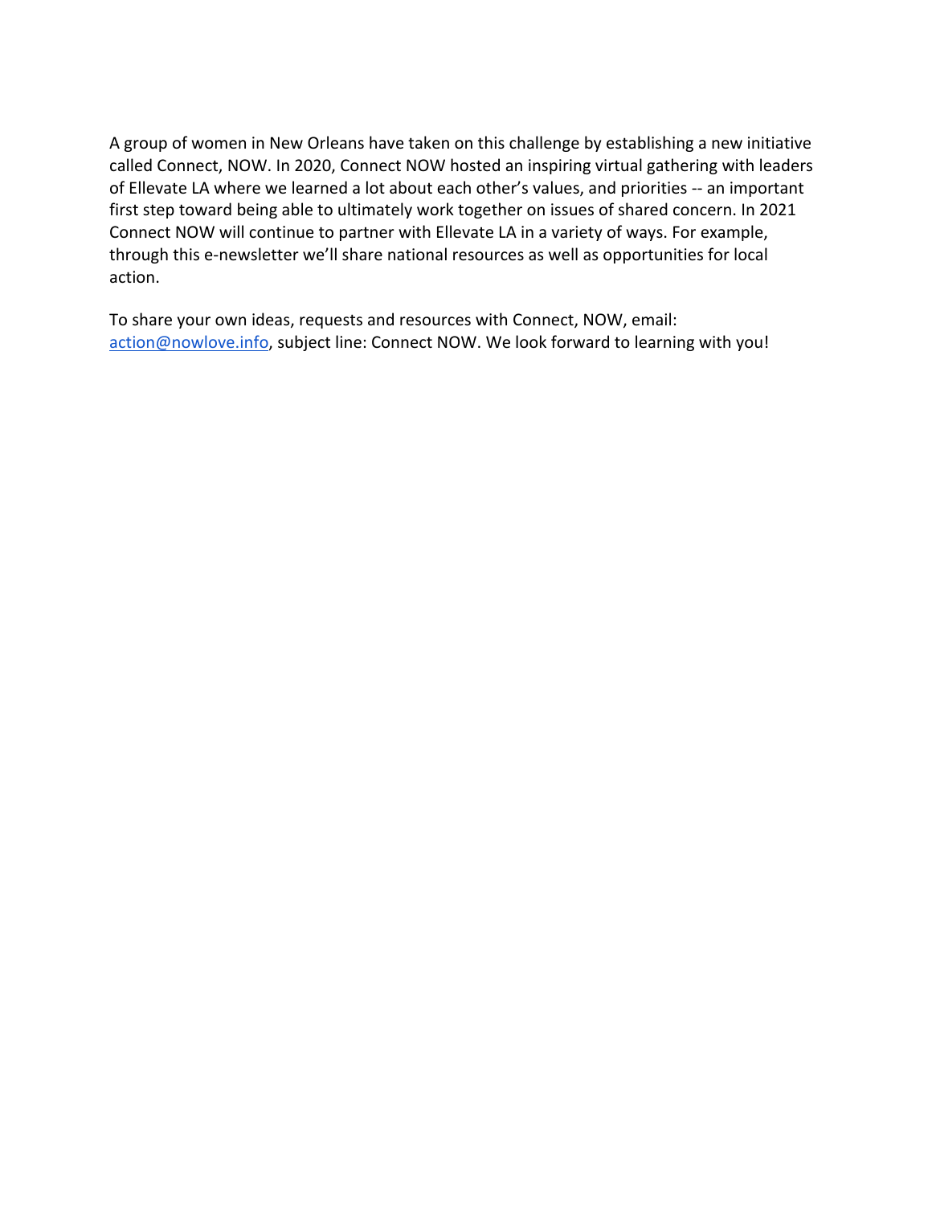A group of women in New Orleans have taken on this challenge by establishing a new initiative called Connect, NOW. In 2020, Connect NOW hosted an inspiring virtual gathering with leaders of Ellevate LA where we learned a lot about each other's values, and priorities -- an important first step toward being able to ultimately work together on issues of shared concern. In 2021 Connect NOW will continue to partner with Ellevate LA in a variety of ways. For example, through this e-newsletter we'll share national resources as well as opportunities for local action.

To share your own ideas, requests and resources with Connect, NOW, email: action@nowlove.info, subject line: Connect NOW. We look forward to learning with you!